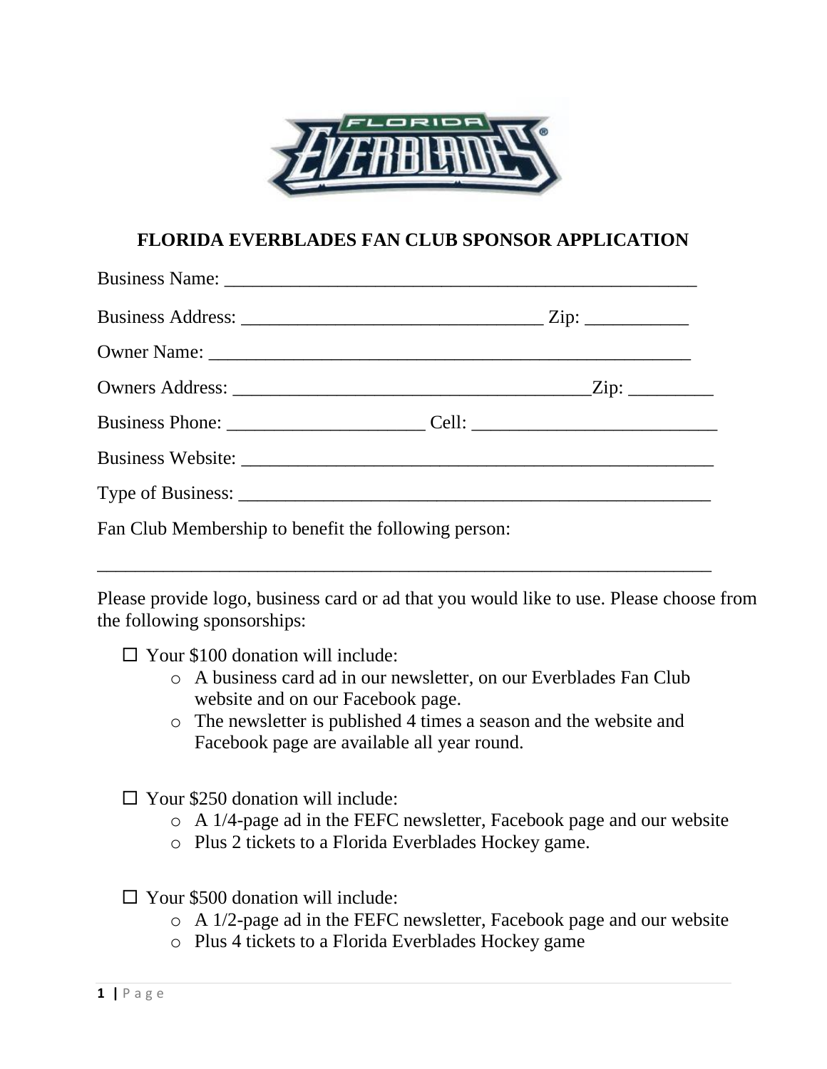# FLORIDA EVERBLADES FAN CLUB SPONSOR APPLICATION

Business Name: ___________________________________________________

Business Address: ________________________________ Zip: ___________

Owner Name: ____________________________________________________

Owners Address: ______________________________________Zip: _________

Business Phone: _____________________ Cell: __________________________

Business Website: _____________________________________________________

Type of Business: _____________________________________________________

Fan Club Membership to benefit the following person:

_____________________________________________________________________

Please provide logo, business card or ad that you would like to use. Please choose from the following sponsorships:

- ☐ Your $100 donation will include:
  - A business card ad in our newsletter, on our Everblades Fan Club website and on our Facebook page.
  - The newsletter is published 4 times a season and the website and Facebook page are available all year round.

- ☐ Your $250 donation will include:
  - A 1/4-page ad in the FEFC newsletter, Facebook page and our website
  - Plus 2 tickets to a Florida Everblades Hockey game.

- ☐ Your $500 donation will include:
  - A 1/2-page ad in the FEFC newsletter, Facebook page and our website
  - Plus 4 tickets to a Florida Everblades Hockey game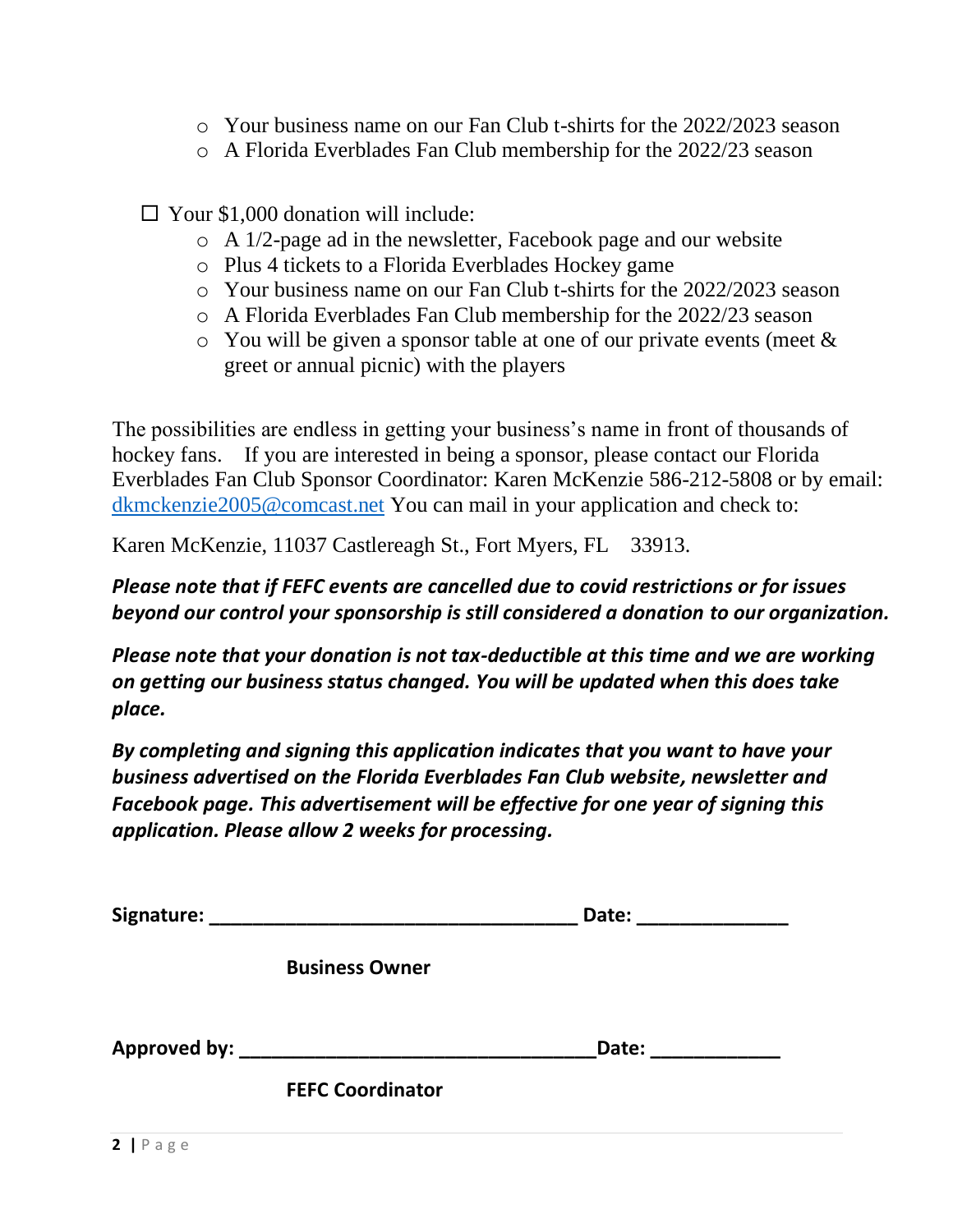- Your business name on our Fan Club t-shirts for the 2022/2023 season
- A Florida Everblades Fan Club membership for the 2022/23 season

☐ Your $1,000 donation will include:

- A 1/2-page ad in the newsletter, Facebook page and our website
- Plus 4 tickets to a Florida Everblades Hockey game
- Your business name on our Fan Club t-shirts for the 2022/2023 season
- A Florida Everblades Fan Club membership for the 2022/23 season
- You will be given a sponsor table at one of our private events (meet & greet or annual picnic) with the players

The possibilities are endless in getting your business's name in front of thousands of hockey fans. If you are interested in being a sponsor, please contact our Florida Everblades Fan Club Sponsor Coordinator: Karen McKenzie 586-212-5808 or by email: [dkmckenzie2005@comcast.net](mailto:dkmckenzie2005@comcast.net) You can mail in your application and check to:

Karen McKenzie, 11037 Castlereagh St., Fort Myers, FL 33913.

***Please note that if FEFC events are cancelled due to covid restrictions or for issues beyond our control your sponsorship is still considered a donation to our organization.***

***Please note that your donation is not tax-deductible at this time and we are working on getting our business status changed. You will be updated when this does take place.***

***By completing and signing this application indicates that you want to have your business advertised on the Florida Everblades Fan Club website, newsletter and Facebook page. This advertisement will be effective for one year of signing this application. Please allow 2 weeks for processing.***

**Signature: ___________________________________ Date: ______________**

**Business Owner**

**Approved by: _________________________________Date: ____________**

**FEFC Coordinator**